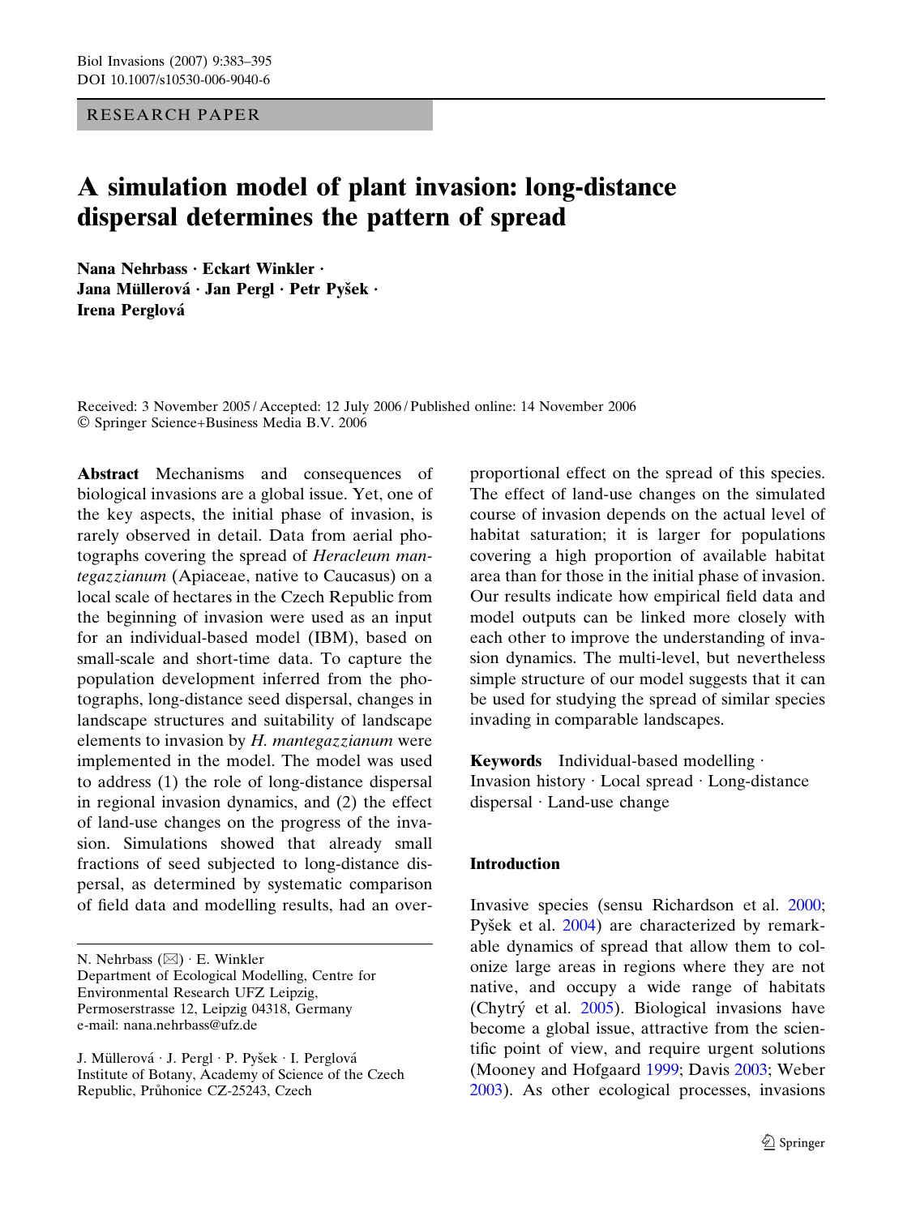RESEARCH PAPER

# A simulation model of plant invasion: long-distance dispersal determines the pattern of spread

**Nana Nehrbass · Eckart Winkler · Jana Müllerová · Jan Pergl · Petr Pyšek · Irena Perglová**

Received: 3 November 2005 / Accepted: 12 July 2006 / Published online: 14 November 2006
© Springer Science+Business Media B.V. 2006

**Abstract** Mechanisms and consequences of biological invasions are a global issue. Yet, one of the key aspects, the initial phase of invasion, is rarely observed in detail. Data from aerial photographs covering the spread of *Heracleum mantegazzianum* (Apiaceae, native to Caucasus) on a local scale of hectares in the Czech Republic from the beginning of invasion were used as an input for an individual-based model (IBM), based on small-scale and short-time data. To capture the population development inferred from the photographs, long-distance seed dispersal, changes in landscape structures and suitability of landscape elements to invasion by *H. mantegazzianum* were implemented in the model. The model was used to address (1) the role of long-distance dispersal in regional invasion dynamics, and (2) the effect of land-use changes on the progress of the invasion. Simulations showed that already small fractions of seed subjected to long-distance dispersal, as determined by systematic comparison of field data and modelling results, had an over-proportional effect on the spread of this species. The effect of land-use changes on the simulated course of invasion depends on the actual level of habitat saturation; it is larger for populations covering a high proportion of available habitat area than for those in the initial phase of invasion. Our results indicate how empirical field data and model outputs can be linked more closely with each other to improve the understanding of invasion dynamics. The multi-level, but nevertheless simple structure of our model suggests that it can be used for studying the spread of similar species invading in comparable landscapes.

**Keywords** Individual-based modelling · Invasion history · Local spread · Long-distance dispersal · Land-use change

N. Nehrbass (✉) · E. Winkler
Department of Ecological Modelling, Centre for Environmental Research UFZ Leipzig, Permoserstrasse 12, Leipzig 04318, Germany
e-mail: nana.nehrbass@ufz.de

J. Müllerová · J. Pergl · P. Pyšek · I. Perglová
Institute of Botany, Academy of Science of the Czech Republic, Průhonice CZ-25243, Czech

## Introduction

Invasive species (sensu Richardson et al. 2000; Pyšek et al. 2004) are characterized by remarkable dynamics of spread that allow them to colonize large areas in regions where they are not native, and occupy a wide range of habitats (Chytrý et al. 2005). Biological invasions have become a global issue, attractive from the scientific point of view, and require urgent solutions (Mooney and Hofgaard 1999; Davis 2003; Weber 2003). As other ecological processes, invasions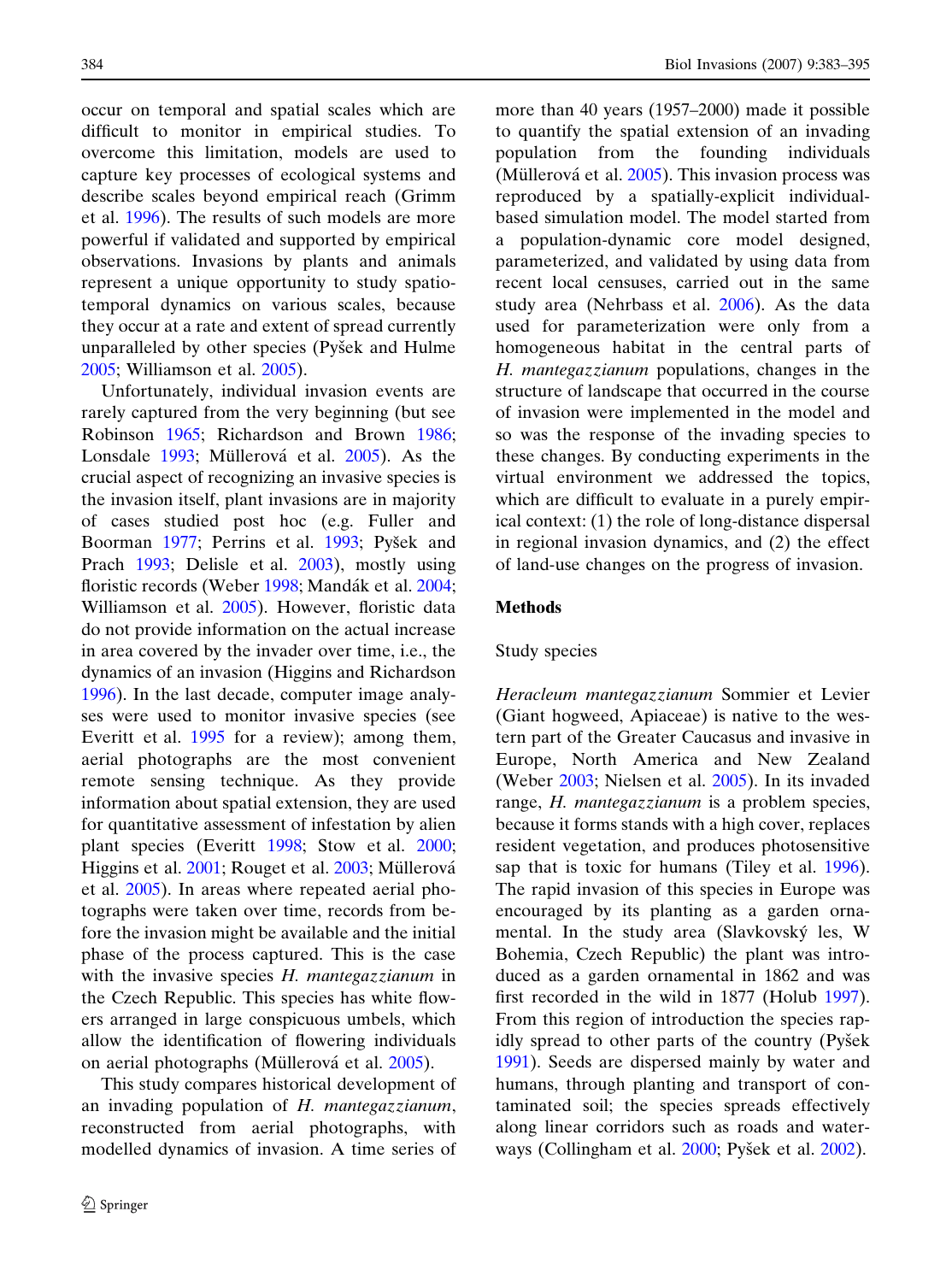occur on temporal and spatial scales which are difficult to monitor in empirical studies. To overcome this limitation, models are used to capture key processes of ecological systems and describe scales beyond empirical reach (Grimm et al. 1996). The results of such models are more powerful if validated and supported by empirical observations. Invasions by plants and animals represent a unique opportunity to study spatio-temporal dynamics on various scales, because they occur at a rate and extent of spread currently unparalleled by other species (Pyšek and Hulme 2005; Williamson et al. 2005).

Unfortunately, individual invasion events are rarely captured from the very beginning (but see Robinson 1965; Richardson and Brown 1986; Lonsdale 1993; Müllerová et al. 2005). As the crucial aspect of recognizing an invasive species is the invasion itself, plant invasions are in majority of cases studied post hoc (e.g. Fuller and Boorman 1977; Perrins et al. 1993; Pyšek and Prach 1993; Delisle et al. 2003), mostly using floristic records (Weber 1998; Mandák et al. 2004; Williamson et al. 2005). However, floristic data do not provide information on the actual increase in area covered by the invader over time, i.e., the dynamics of an invasion (Higgins and Richardson 1996). In the last decade, computer image analyses were used to monitor invasive species (see Everitt et al. 1995 for a review); among them, aerial photographs are the most convenient remote sensing technique. As they provide information about spatial extension, they are used for quantitative assessment of infestation by alien plant species (Everitt 1998; Stow et al. 2000; Higgins et al. 2001; Rouget et al. 2003; Müllerová et al. 2005). In areas where repeated aerial photographs were taken over time, records from before the invasion might be available and the initial phase of the process captured. This is the case with the invasive species *H. mantegazzianum* in the Czech Republic. This species has white flowers arranged in large conspicuous umbels, which allow the identification of flowering individuals on aerial photographs (Müllerová et al. 2005).

This study compares historical development of an invading population of *H. mantegazzianum*, reconstructed from aerial photographs, with modelled dynamics of invasion. A time series of more than 40 years (1957–2000) made it possible to quantify the spatial extension of an invading population from the founding individuals (Müllerová et al. 2005). This invasion process was reproduced by a spatially-explicit individual-based simulation model. The model started from a population-dynamic core model designed, parameterized, and validated by using data from recent local censuses, carried out in the same study area (Nehrbass et al. 2006). As the data used for parameterization were only from a homogeneous habitat in the central parts of *H. mantegazzianum* populations, changes in the structure of landscape that occurred in the course of invasion were implemented in the model and so was the response of the invading species to these changes. By conducting experiments in the virtual environment we addressed the topics, which are difficult to evaluate in a purely empirical context: (1) the role of long-distance dispersal in regional invasion dynamics, and (2) the effect of land-use changes on the progress of invasion.

## Methods

### Study species

*Heracleum mantegazzianum* Sommier et Levier (Giant hogweed, Apiaceae) is native to the western part of the Greater Caucasus and invasive in Europe, North America and New Zealand (Weber 2003; Nielsen et al. 2005). In its invaded range, *H. mantegazzianum* is a problem species, because it forms stands with a high cover, replaces resident vegetation, and produces photosensitive sap that is toxic for humans (Tiley et al. 1996). The rapid invasion of this species in Europe was encouraged by its planting as a garden ornamental. In the study area (Slavkovský les, W Bohemia, Czech Republic) the plant was introduced as a garden ornamental in 1862 and was first recorded in the wild in 1877 (Holub 1997). From this region of introduction the species rapidly spread to other parts of the country (Pyšek 1991). Seeds are dispersed mainly by water and humans, through planting and transport of contaminated soil; the species spreads effectively along linear corridors such as roads and waterways (Collingham et al. 2000; Pyšek et al. 2002).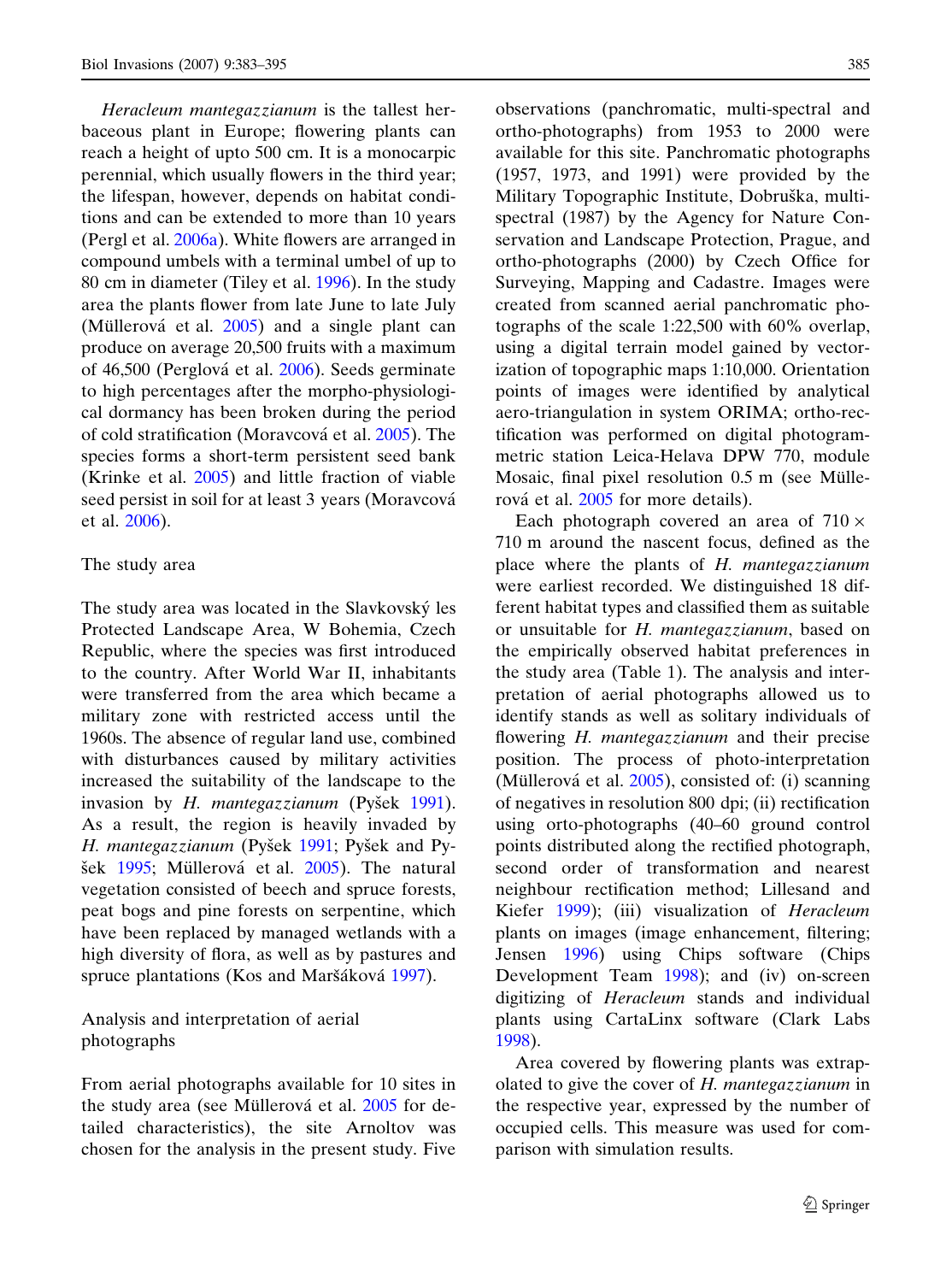*Heracleum mantegazzianum* is the tallest herbaceous plant in Europe; flowering plants can reach a height of upto 500 cm. It is a monocarpic perennial, which usually flowers in the third year; the lifespan, however, depends on habitat conditions and can be extended to more than 10 years (Pergl et al. 2006a). White flowers are arranged in compound umbels with a terminal umbel of up to 80 cm in diameter (Tiley et al. 1996). In the study area the plants flower from late June to late July (Müllerová et al. 2005) and a single plant can produce on average 20,500 fruits with a maximum of 46,500 (Perglová et al. 2006). Seeds germinate to high percentages after the morpho-physiological dormancy has been broken during the period of cold stratification (Moravcová et al. 2005). The species forms a short-term persistent seed bank (Krinke et al. 2005) and little fraction of viable seed persist in soil for at least 3 years (Moravcová et al. 2006).

## The study area

The study area was located in the Slavkovský les Protected Landscape Area, W Bohemia, Czech Republic, where the species was first introduced to the country. After World War II, inhabitants were transferred from the area which became a military zone with restricted access until the 1960s. The absence of regular land use, combined with disturbances caused by military activities increased the suitability of the landscape to the invasion by *H. mantegazzianum* (Pyšek 1991). As a result, the region is heavily invaded by *H. mantegazzianum* (Pyšek 1991; Pyšek and Pyšek 1995; Müllerová et al. 2005). The natural vegetation consisted of beech and spruce forests, peat bogs and pine forests on serpentine, which have been replaced by managed wetlands with a high diversity of flora, as well as by pastures and spruce plantations (Kos and Maršáková 1997).

## Analysis and interpretation of aerial photographs

From aerial photographs available for 10 sites in the study area (see Müllerová et al. 2005 for detailed characteristics), the site Arnoltov was chosen for the analysis in the present study. Five observations (panchromatic, multi-spectral and ortho-photographs) from 1953 to 2000 were available for this site. Panchromatic photographs (1957, 1973, and 1991) were provided by the Military Topographic Institute, Dobruška, multi-spectral (1987) by the Agency for Nature Conservation and Landscape Protection, Prague, and ortho-photographs (2000) by Czech Office for Surveying, Mapping and Cadastre. Images were created from scanned aerial panchromatic photographs of the scale 1:22,500 with 60% overlap, using a digital terrain model gained by vectorization of topographic maps 1:10,000. Orientation points of images were identified by analytical aero-triangulation in system ORIMA; ortho-rectification was performed on digital photogrammetric station Leica-Helava DPW 770, module Mosaic, final pixel resolution 0.5 m (see Müllerová et al. 2005 for more details).

Each photograph covered an area of 710 × 710 m around the nascent focus, defined as the place where the plants of *H. mantegazzianum* were earliest recorded. We distinguished 18 different habitat types and classified them as suitable or unsuitable for *H. mantegazzianum*, based on the empirically observed habitat preferences in the study area (Table 1). The analysis and interpretation of aerial photographs allowed us to identify stands as well as solitary individuals of flowering *H. mantegazzianum* and their precise position. The process of photo-interpretation (Müllerová et al. 2005), consisted of: (i) scanning of negatives in resolution 800 dpi; (ii) rectification using orto-photographs (40–60 ground control points distributed along the rectified photograph, second order of transformation and nearest neighbour rectification method; Lillesand and Kiefer 1999); (iii) visualization of *Heracleum* plants on images (image enhancement, filtering; Jensen 1996) using Chips software (Chips Development Team 1998); and (iv) on-screen digitizing of *Heracleum* stands and individual plants using CartaLinx software (Clark Labs 1998).

Area covered by flowering plants was extrapolated to give the cover of *H. mantegazzianum* in the respective year, expressed by the number of occupied cells. This measure was used for comparison with simulation results.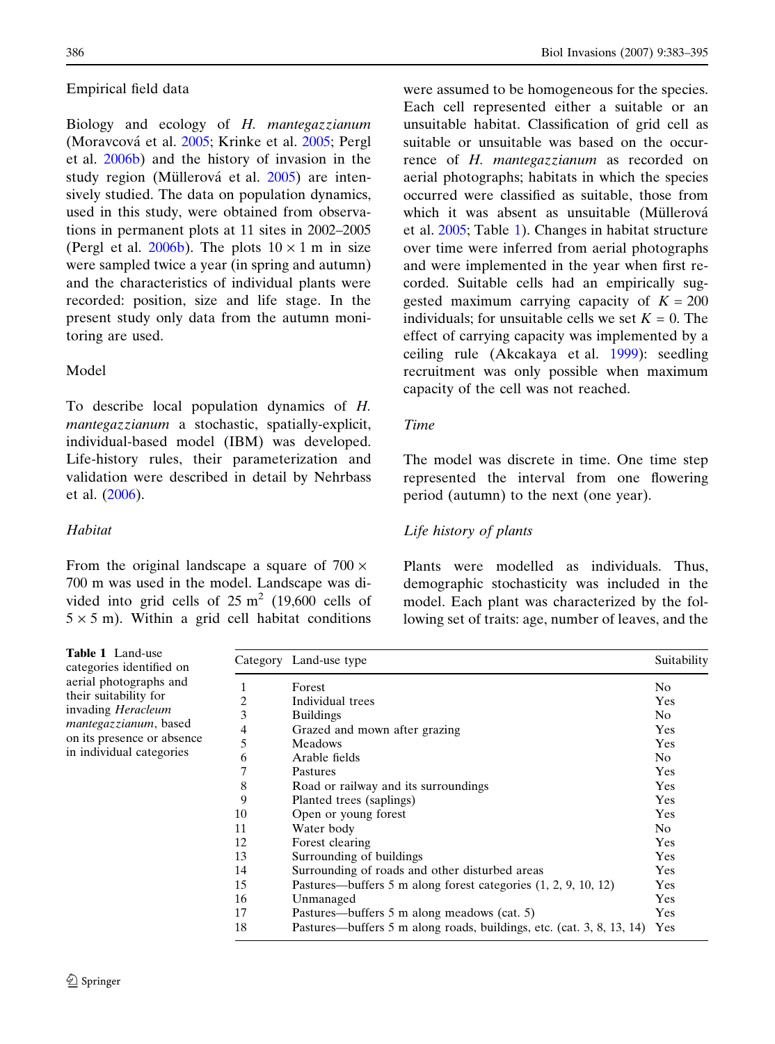Empirical field data

Biology and ecology of *H. mantegazzianum* (Moravcová et al. 2005; Krinke et al. 2005; Pergl et al. 2006b) and the history of invasion in the study region (Müllerová et al. 2005) are intensively studied. The data on population dynamics, used in this study, were obtained from observations in permanent plots at 11 sites in 2002–2005 (Pergl et al. 2006b). The plots $10 \times 1$ m in size were sampled twice a year (in spring and autumn) and the characteristics of individual plants were recorded: position, size and life stage. In the present study only data from the autumn monitoring are used.

## Model

To describe local population dynamics of *H. mantegazzianum* a stochastic, spatially-explicit, individual-based model (IBM) was developed. Life-history rules, their parameterization and validation were described in detail by Nehrbass et al. (2006).

### *Habitat*

From the original landscape a square of $700 \times 700$ m was used in the model. Landscape was divided into grid cells of 25 $m^2$ (19,600 cells of $5 \times 5$ m). Within a grid cell habitat conditions were assumed to be homogeneous for the species. Each cell represented either a suitable or an unsuitable habitat. Classification of grid cell as suitable or unsuitable was based on the occurrence of *H. mantegazzianum* as recorded on aerial photographs; habitats in which the species occurred were classified as suitable, those from which it was absent as unsuitable (Müllerová et al. 2005; Table 1). Changes in habitat structure over time were inferred from aerial photographs and were implemented in the year when first recorded. Suitable cells had an empirically suggested maximum carrying capacity of $K = 200$ individuals; for unsuitable cells we set $K = 0$. The effect of carrying capacity was implemented by a ceiling rule (Akcakaya et al. 1999): seedling recruitment was only possible when maximum capacity of the cell was not reached.

### *Time*

The model was discrete in time. One time step represented the interval from one flowering period (autumn) to the next (one year).

### *Life history of plants*

Plants were modelled as individuals. Thus, demographic stochasticity was included in the model. Each plant was characterized by the following set of traits: age, number of leaves, and the

**Table 1** Land-use categories identified on aerial photographs and their suitability for invading *Heracleum mantegazzianum*, based on its presence or absence in individual categories

| Category | Land-use type | Suitability |
|---|---|---|
| 1 | Forest | No |
| 2 | Individual trees | Yes |
| 3 | Buildings | No |
| 4 | Grazed and mown after grazing | Yes |
| 5 | Meadows | Yes |
| 6 | Arable fields | No |
| 7 | Pastures | Yes |
| 8 | Road or railway and its surroundings | Yes |
| 9 | Planted trees (saplings) | Yes |
| 10 | Open or young forest | Yes |
| 11 | Water body | No |
| 12 | Forest clearing | Yes |
| 13 | Surrounding of buildings | Yes |
| 14 | Surrounding of roads and other disturbed areas | Yes |
| 15 | Pastures—buffers 5 m along forest categories (1, 2, 9, 10, 12) | Yes |
| 16 | Unmanaged | Yes |
| 17 | Pastures—buffers 5 m along meadows (cat. 5) | Yes |
| 18 | Pastures—buffers 5 m along roads, buildings, etc. (cat. 3, 8, 13, 14) | Yes |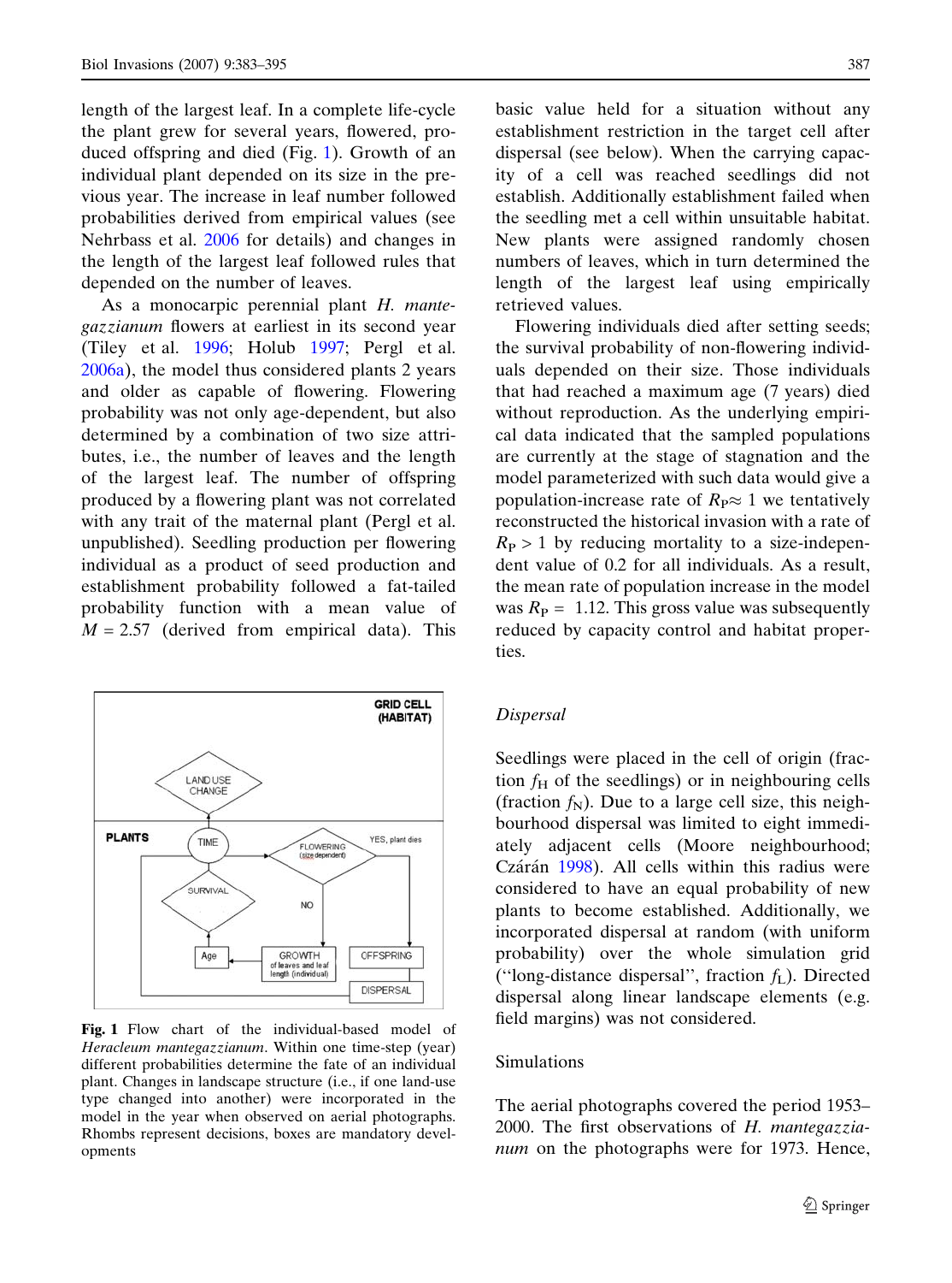length of the largest leaf. In a complete life-cycle the plant grew for several years, flowered, produced offspring and died (Fig. 1). Growth of an individual plant depended on its size in the previous year. The increase in leaf number followed probabilities derived from empirical values (see Nehrbass et al. 2006 for details) and changes in the length of the largest leaf followed rules that depended on the number of leaves.

As a monocarpic perennial plant *H. mantegazzianum* flowers at earliest in its second year (Tiley et al. 1996; Holub 1997; Pergl et al. 2006a), the model thus considered plants 2 years and older as capable of flowering. Flowering probability was not only age-dependent, but also determined by a combination of two size attributes, i.e., the number of leaves and the length of the largest leaf. The number of offspring produced by a flowering plant was not correlated with any trait of the maternal plant (Pergl et al. unpublished). Seedling production per flowering individual as a product of seed production and establishment probability followed a fat-tailed probability function with a mean value of $M = 2.57$ (derived from empirical data). This basic value held for a situation without any establishment restriction in the target cell after dispersal (see below). When the carrying capacity of a cell was reached seedlings did not establish. Additionally establishment failed when the seedling met a cell within unsuitable habitat. New plants were assigned randomly chosen numbers of leaves, which in turn determined the length of the largest leaf using empirically retrieved values.

Flowering individuals died after setting seeds; the survival probability of non-flowering individuals depended on their size. Those individuals that had reached a maximum age (7 years) died without reproduction. As the underlying empirical data indicated that the sampled populations are currently at the stage of stagnation and the model parameterized with such data would give a population-increase rate of $R_P \approx 1$ we tentatively reconstructed the historical invasion with a rate of $R_P > 1$ by reducing mortality to a size-independent value of 0.2 for all individuals. As a result, the mean rate of population increase in the model was $R_P = 1.12$. This gross value was subsequently reduced by capacity control and habitat properties.

**Fig. 1** Flow chart of the individual-based model of *Heracleum mantegazzianum*. Within one time-step (year) different probabilities determine the fate of an individual plant. Changes in landscape structure (i.e., if one land-use type changed into another) were incorporated in the model in the year when observed on aerial photographs. Rhombs represent decisions, boxes are mandatory developments

### *Dispersal*

Seedlings were placed in the cell of origin (fraction $f_H$ of the seedlings) or in neighbouring cells (fraction $f_N$). Due to a large cell size, this neighbourhood dispersal was limited to eight immediately adjacent cells (Moore neighbourhood; Czárán 1998). All cells within this radius were considered to have an equal probability of new plants to become established. Additionally, we incorporated dispersal at random (with uniform probability) over the whole simulation grid ("long-distance dispersal", fraction $f_L$). Directed dispersal along linear landscape elements (e.g. field margins) was not considered.

### Simulations

The aerial photographs covered the period 1953–2000. The first observations of *H. mantegazzianum* on the photographs were for 1973. Hence,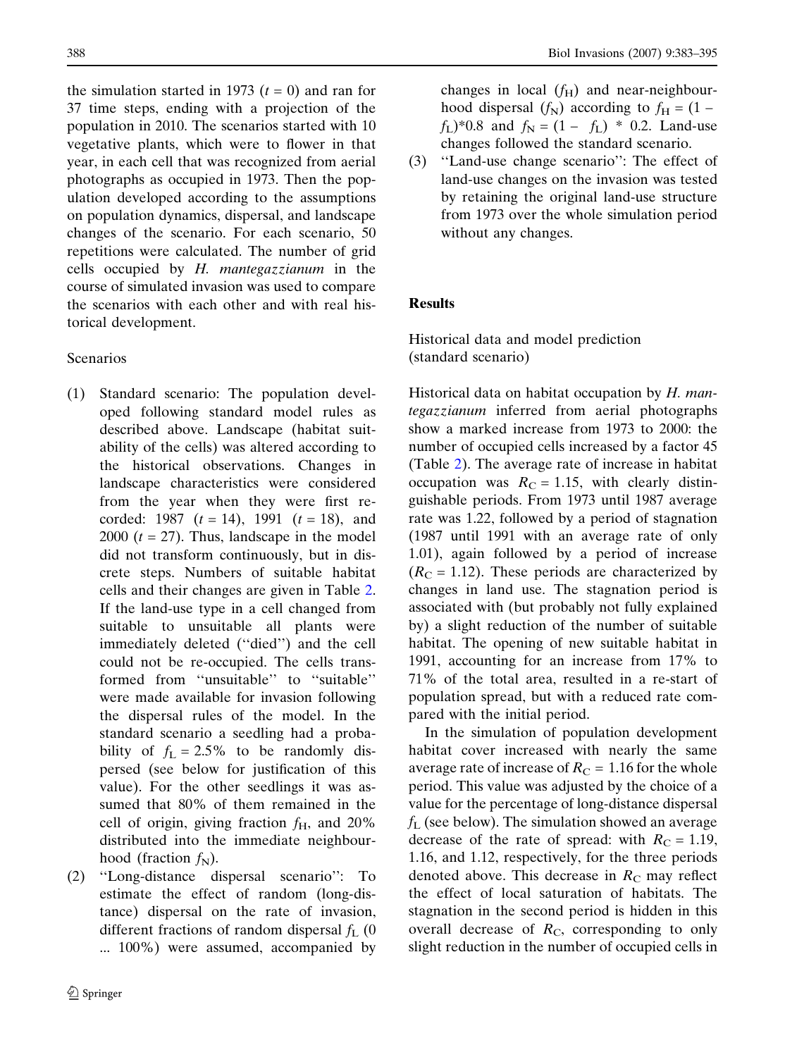the simulation started in 1973 ($t = 0$) and ran for 37 time steps, ending with a projection of the population in 2010. The scenarios started with 10 vegetative plants, which were to flower in that year, in each cell that was recognized from aerial photographs as occupied in 1973. Then the population developed according to the assumptions on population dynamics, dispersal, and landscape changes of the scenario. For each scenario, 50 repetitions were calculated. The number of grid cells occupied by *H. mantegazzianum* in the course of simulated invasion was used to compare the scenarios with each other and with real historical development.

Scenarios

(1) Standard scenario: The population developed following standard model rules as described above. Landscape (habitat suitability of the cells) was altered according to the historical observations. Changes in landscape characteristics were considered from the year when they were first recorded: 1987 ($t = 14$), 1991 ($t = 18$), and 2000 ($t = 27$). Thus, landscape in the model did not transform continuously, but in discrete steps. Numbers of suitable habitat cells and their changes are given in Table 2. If the land-use type in a cell changed from suitable to unsuitable all plants were immediately deleted (''died'') and the cell could not be re-occupied. The cells transformed from ''unsuitable'' to ''suitable'' were made available for invasion following the dispersal rules of the model. In the standard scenario a seedling had a probability of $f_L = 2.5\%$ to be randomly dispersed (see below for justification of this value). For the other seedlings it was assumed that 80% of them remained in the cell of origin, giving fraction $f_H$, and 20% distributed into the immediate neighbourhood (fraction $f_N$).

(2) ''Long-distance dispersal scenario'': To estimate the effect of random (long-distance) dispersal on the rate of invasion, different fractions of random dispersal $f_L$ (0 ... 100%) were assumed, accompanied by changes in local ($f_H$) and near-neighbourhood dispersal ($f_N$) according to $f_H = (1 - f_L)*0.8$ and $f_N = (1 - f_L) * 0.2$. Land-use changes followed the standard scenario.

(3) ''Land-use change scenario'': The effect of land-use changes on the invasion was tested by retaining the original land-use structure from 1973 over the whole simulation period without any changes.

## Results

Historical data and model prediction (standard scenario)

Historical data on habitat occupation by *H. mantegazzianum* inferred from aerial photographs show a marked increase from 1973 to 2000: the number of occupied cells increased by a factor 45 (Table 2). The average rate of increase in habitat occupation was $R_C = 1.15$, with clearly distinguishable periods. From 1973 until 1987 average rate was 1.22, followed by a period of stagnation (1987 until 1991 with an average rate of only 1.01), again followed by a period of increase ($R_C = 1.12$). These periods are characterized by changes in land use. The stagnation period is associated with (but probably not fully explained by) a slight reduction of the number of suitable habitat. The opening of new suitable habitat in 1991, accounting for an increase from 17% to 71% of the total area, resulted in a re-start of population spread, but with a reduced rate compared with the initial period.

In the simulation of population development habitat cover increased with nearly the same average rate of increase of $R_C = 1.16$ for the whole period. This value was adjusted by the choice of a value for the percentage of long-distance dispersal $f_L$ (see below). The simulation showed an average decrease of the rate of spread: with $R_C = 1.19$, 1.16, and 1.12, respectively, for the three periods denoted above. This decrease in $R_C$ may reflect the effect of local saturation of habitats. The stagnation in the second period is hidden in this overall decrease of $R_C$, corresponding to only slight reduction in the number of occupied cells in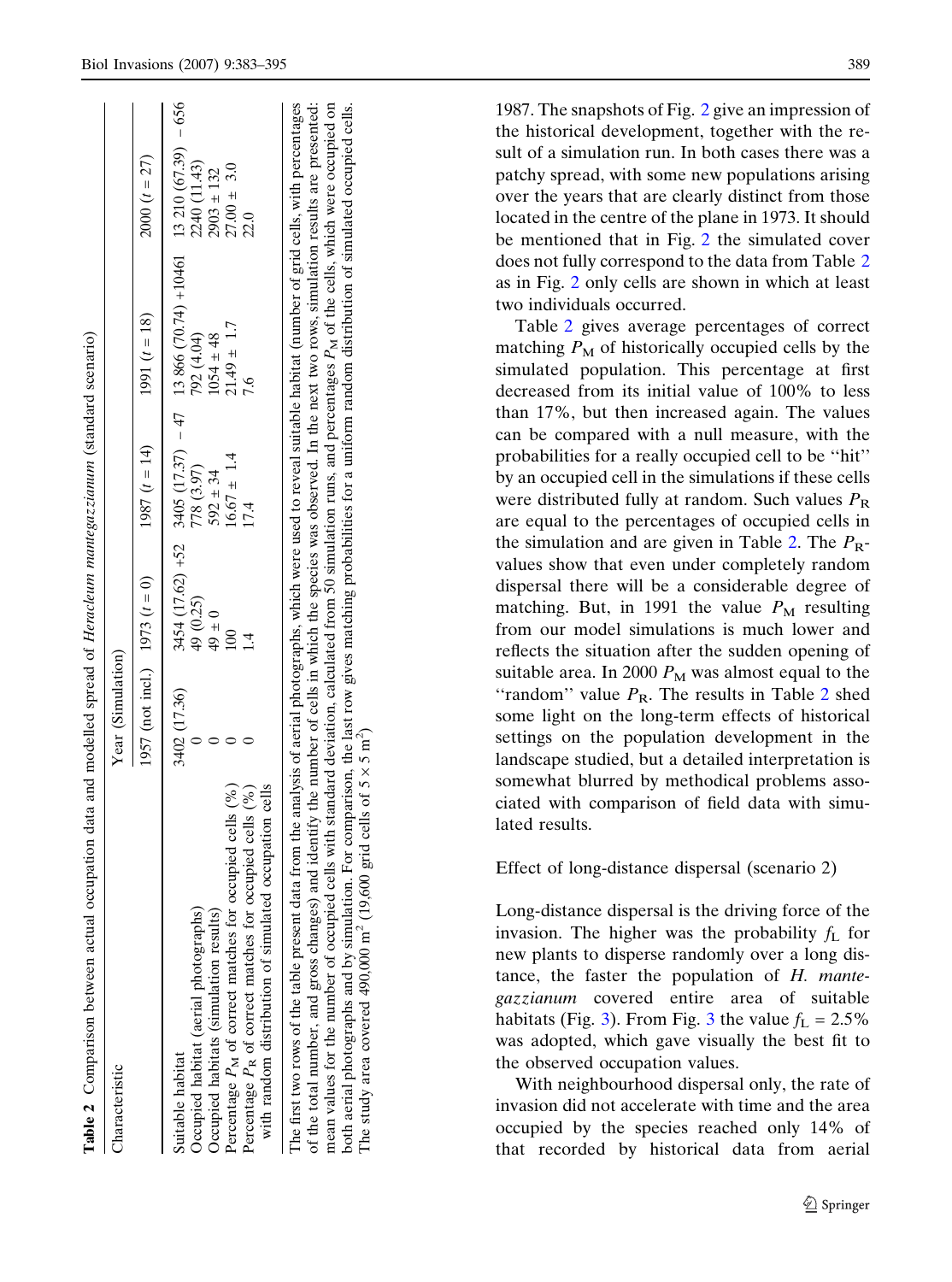**Table 2** Comparison between actual occupation data and modelled spread of *Heracleum mantegazzianum* (standard scenario)

| Characteristic | Year (Simulation) | | | | |
|---|---|---|---|---|---|
| | 1957 (not incl.) | 1973 ($t = 0$) | 1987 ($t = 14$) | 1991 ($t = 18$) | 2000 ($t = 27$) |
| Suitable habitat | 3402 (17.36) | 3454 (17.62) +52 | 3405 (17.37) – 47 | 13 866 (70.74) +10461 | 13 210 (67.39) – 656 |
| Occupied habitat (aerial photographs) | 0 | 49 (0.25) | 778 (3.97) | 792 (4.04) | 2240 (11.43) |
| Occupied habitats (simulation results) | 0 | 49 ± 0 | 592 ± 34 | 1054 ± 48 | 2903 ± 132 |
| Percentage $P_M$ of correct matches for occupied cells (%) | 0 | 100 | 16.67 ± 1.4 | 21.49 ± 1.7 | 27.00 ± 3.0 |
| Percentage $P_R$ of correct matches for occupied cells (%) with random distribution of simulated occupation cells | 0 | 1.4 | 17.4 | 7.6 | 22.0 |

The first two rows of the table present data from the analysis of aerial photographs, which were used to reveal suitable habitat (number of grid cells, with percentages of the total number, and gross changes) and identify the number of cells in which the species was observed. In the next two rows, simulation results are presented: mean values for the number of occupied cells with standard deviation, calculated from 50 simulation runs, and percentages $P_M$ of the cells, which were occupied on both aerial photographs and by simulation. For comparison, the last row gives matching probabilities for a uniform random distribution of simulated occupied cells. The study area covered 490,000 $m^2$ (19,600 grid cells of 5 × 5 $m^2$)

1987. The snapshots of Fig. 2 give an impression of the historical development, together with the result of a simulation run. In both cases there was a patchy spread, with some new populations arising over the years that are clearly distinct from those located in the centre of the plane in 1973. It should be mentioned that in Fig. 2 the simulated cover does not fully correspond to the data from Table 2 as in Fig. 2 only cells are shown in which at least two individuals occurred.

Table 2 gives average percentages of correct matching $P_M$ of historically occupied cells by the simulated population. This percentage at first decreased from its initial value of 100% to less than 17%, but then increased again. The values can be compared with a null measure, with the probabilities for a really occupied cell to be "hit" by an occupied cell in the simulations if these cells were distributed fully at random. Such values $P_R$ are equal to the percentages of occupied cells in the simulation and are given in Table 2. The $P_R$-values show that even under completely random dispersal there will be a considerable degree of matching. But, in 1991 the value $P_M$ resulting from our model simulations is much lower and reflects the situation after the sudden opening of suitable area. In 2000 $P_M$ was almost equal to the "random" value $P_R$. The results in Table 2 shed some light on the long-term effects of historical settings on the population development in the landscape studied, but a detailed interpretation is somewhat blurred by methodical problems associated with comparison of field data with simulated results.

## Effect of long-distance dispersal (scenario 2)

Long-distance dispersal is the driving force of the invasion. The higher was the probability $f_L$ for new plants to disperse randomly over a long distance, the faster the population of *H. mantegazzianum* covered entire area of suitable habitats (Fig. 3). From Fig. 3 the value $f_L = 2.5\%$ was adopted, which gave visually the best fit to the observed occupation values.

With neighbourhood dispersal only, the rate of invasion did not accelerate with time and the area occupied by the species reached only 14% of that recorded by historical data from aerial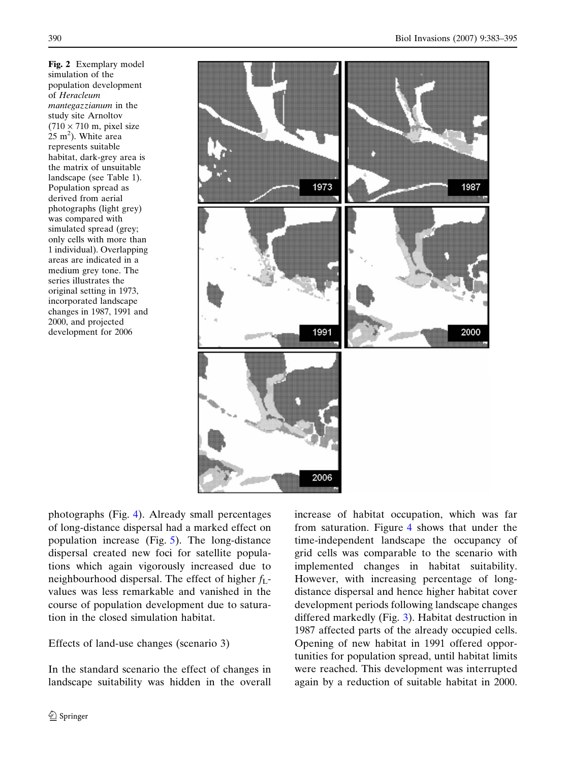**Fig. 2** Exemplary model simulation of the population development of *Heracleum mantegazzianum* in the study site Arnoltov (710 × 710 m, pixel size 25 $m^2$). White area represents suitable habitat, dark-grey area is the matrix of unsuitable landscape (see Table 1). Population spread as derived from aerial photographs (light grey) was compared with simulated spread (grey; only cells with more than 1 individual). Overlapping areas are indicated in a medium grey tone. The series illustrates the original setting in 1973, incorporated landscape changes in 1987, 1991 and 2000, and projected development for 2006

photographs (Fig. 4). Already small percentages of long-distance dispersal had a marked effect on population increase (Fig. 5). The long-distance dispersal created new foci for satellite populations which again vigorously increased due to neighbourhood dispersal. The effect of higher $f_L$-values was less remarkable and vanished in the course of population development due to saturation in the closed simulation habitat.

## Effects of land-use changes (scenario 3)

In the standard scenario the effect of changes in landscape suitability was hidden in the overall increase of habitat occupation, which was far from saturation. Figure 4 shows that under the time-independent landscape the occupancy of grid cells was comparable to the scenario with implemented changes in habitat suitability. However, with increasing percentage of long-distance dispersal and hence higher habitat cover development periods following landscape changes differed markedly (Fig. 3). Habitat destruction in 1987 affected parts of the already occupied cells. Opening of new habitat in 1991 offered opportunities for population spread, until habitat limits were reached. This development was interrupted again by a reduction of suitable habitat in 2000.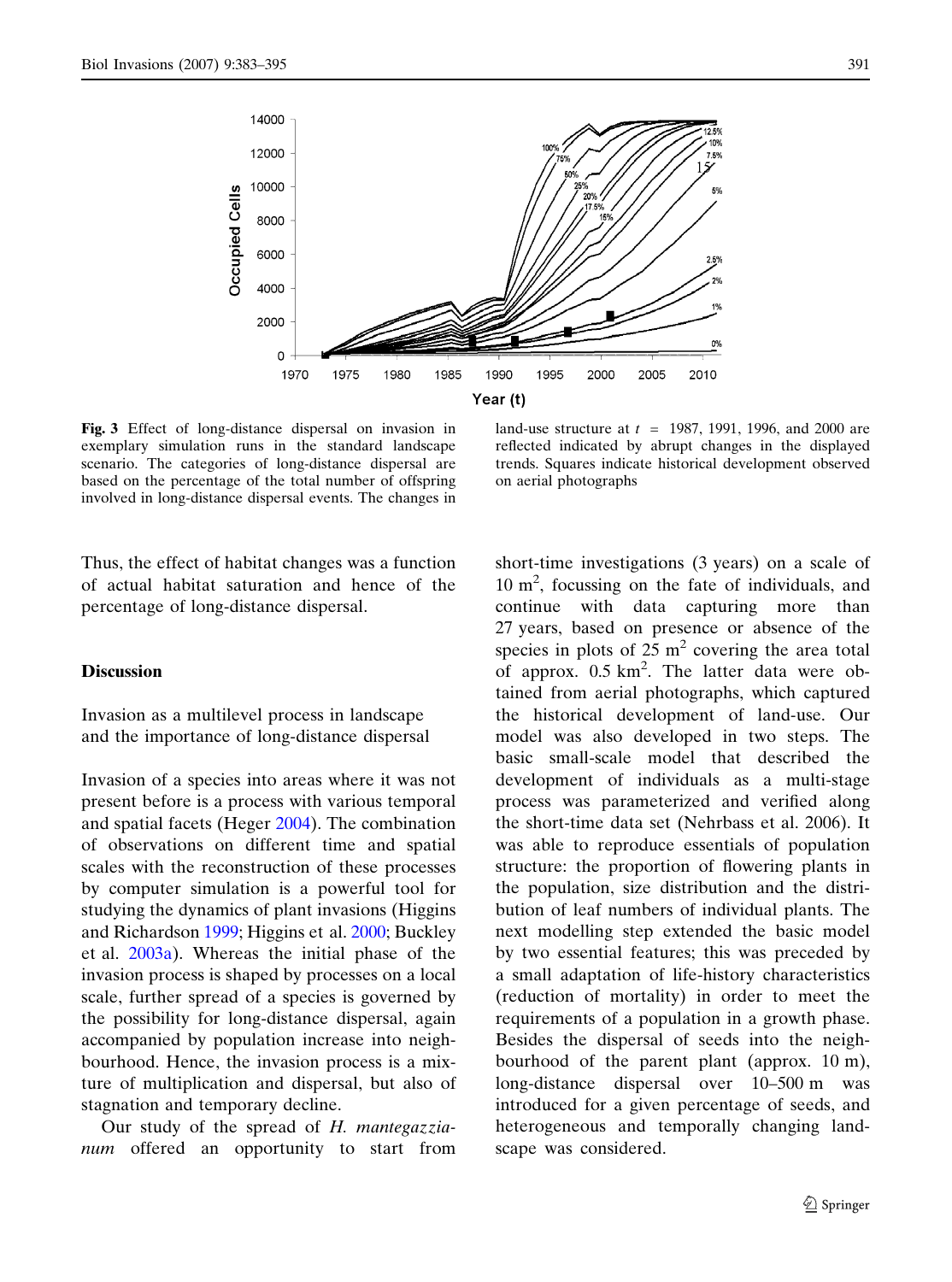**Fig. 3** Effect of long-distance dispersal on invasion in exemplary simulation runs in the standard landscape scenario. The categories of long-distance dispersal are based on the percentage of the total number of offspring involved in long-distance dispersal events. The changes in land-use structure at $t$ = 1987, 1991, 1996, and 2000 are reflected indicated by abrupt changes in the displayed trends. Squares indicate historical development observed on aerial photographs

Thus, the effect of habitat changes was a function of actual habitat saturation and hence of the percentage of long-distance dispersal.

## Discussion

### Invasion as a multilevel process in landscape and the importance of long-distance dispersal

Invasion of a species into areas where it was not present before is a process with various temporal and spatial facets (Heger 2004). The combination of observations on different time and spatial scales with the reconstruction of these processes by computer simulation is a powerful tool for studying the dynamics of plant invasions (Higgins and Richardson 1999; Higgins et al. 2000; Buckley et al. 2003a). Whereas the initial phase of the invasion process is shaped by processes on a local scale, further spread of a species is governed by the possibility for long-distance dispersal, again accompanied by population increase into neighbourhood. Hence, the invasion process is a mixture of multiplication and dispersal, but also of stagnation and temporary decline.

Our study of the spread of *H. mantegazzianum* offered an opportunity to start from short-time investigations (3 years) on a scale of 10 $m^2$, focussing on the fate of individuals, and continue with data capturing more than 27 years, based on presence or absence of the species in plots of 25 $m^2$ covering the area total of approx. 0.5 $km^2$. The latter data were obtained from aerial photographs, which captured the historical development of land-use. Our model was also developed in two steps. The basic small-scale model that described the development of individuals as a multi-stage process was parameterized and verified along the short-time data set (Nehrbass et al. 2006). It was able to reproduce essentials of population structure: the proportion of flowering plants in the population, size distribution and the distribution of leaf numbers of individual plants. The next modelling step extended the basic model by two essential features; this was preceded by a small adaptation of life-history characteristics (reduction of mortality) in order to meet the requirements of a population in a growth phase. Besides the dispersal of seeds into the neighbourhood of the parent plant (approx. 10 m), long-distance dispersal over 10–500 m was introduced for a given percentage of seeds, and heterogeneous and temporally changing landscape was considered.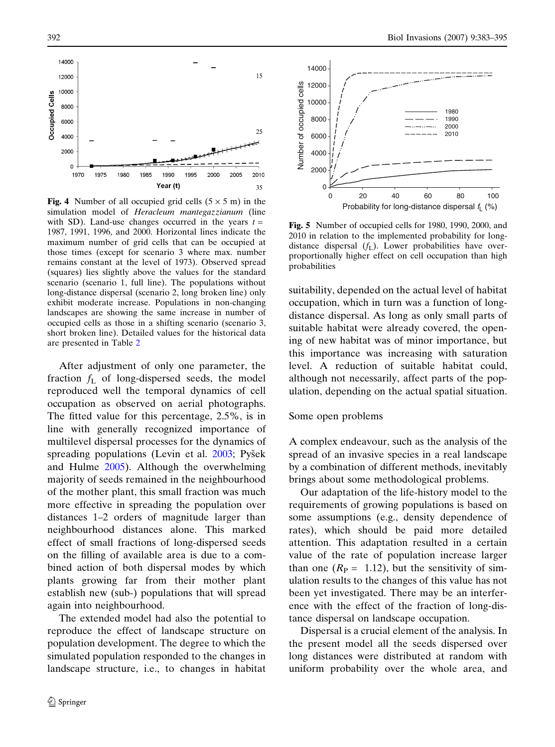**Fig. 4** Number of all occupied grid cells (5 × 5 m) in the simulation model of *Heracleum mantegazzianum* (line with SD). Land-use changes occurred in the years $t$ = 1987, 1991, 1996, and 2000. Horizontal lines indicate the maximum number of grid cells that can be occupied at those times (except for scenario 3 where max. number remains constant at the level of 1973). Observed spread (squares) lies slightly above the values for the standard scenario (scenario 1, full line). The populations without long-distance dispersal (scenario 2, long broken line) only exhibit moderate increase. Populations in non-changing landscapes are showing the same increase in number of occupied cells as those in a shifting scenario (scenario 3, short broken line). Detailed values for the historical data are presented in Table 2

**Fig. 5** Number of occupied cells for 1980, 1990, 2000, and 2010 in relation to the implemented probability for long-distance dispersal ($f_L$). Lower probabilities have over-proportionally higher effect on cell occupation than high probabilities

After adjustment of only one parameter, the fraction $f_L$ of long-dispersed seeds, the model reproduced well the temporal dynamics of cell occupation as observed on aerial photographs. The fitted value for this percentage, 2.5%, is in line with generally recognized importance of multilevel dispersal processes for the dynamics of spreading populations (Levin et al. 2003; Pyšek and Hulme 2005). Although the overwhelming majority of seeds remained in the neighbourhood of the mother plant, this small fraction was much more effective in spreading the population over distances 1–2 orders of magnitude larger than neighbourhood distances alone. This marked effect of small fractions of long-dispersed seeds on the filling of available area is due to a combined action of both dispersal modes by which plants growing far from their mother plant establish new (sub-) populations that will spread again into neighbourhood.

The extended model had also the potential to reproduce the effect of landscape structure on population development. The degree to which the simulated population responded to the changes in landscape structure, i.e., to changes in habitat suitability, depended on the actual level of habitat occupation, which in turn was a function of long-distance dispersal. As long as only small parts of suitable habitat were already covered, the opening of new habitat was of minor importance, but this importance was increasing with saturation level. A reduction of suitable habitat could, although not necessarily, affect parts of the population, depending on the actual spatial situation.

## Some open problems

A complex endeavour, such as the analysis of the spread of an invasive species in a real landscape by a combination of different methods, inevitably brings about some methodological problems.

Our adaptation of the life-history model to the requirements of growing populations is based on some assumptions (e.g., density dependence of rates), which should be paid more detailed attention. This adaptation resulted in a certain value of the rate of population increase larger than one ($R_P$ = 1.12), but the sensitivity of simulation results to the changes of this value has not been yet investigated. There may be an interference with the effect of the fraction of long-distance dispersal on landscape occupation.

Dispersal is a crucial element of the analysis. In the present model all the seeds dispersed over long distances were distributed at random with uniform probability over the whole area, and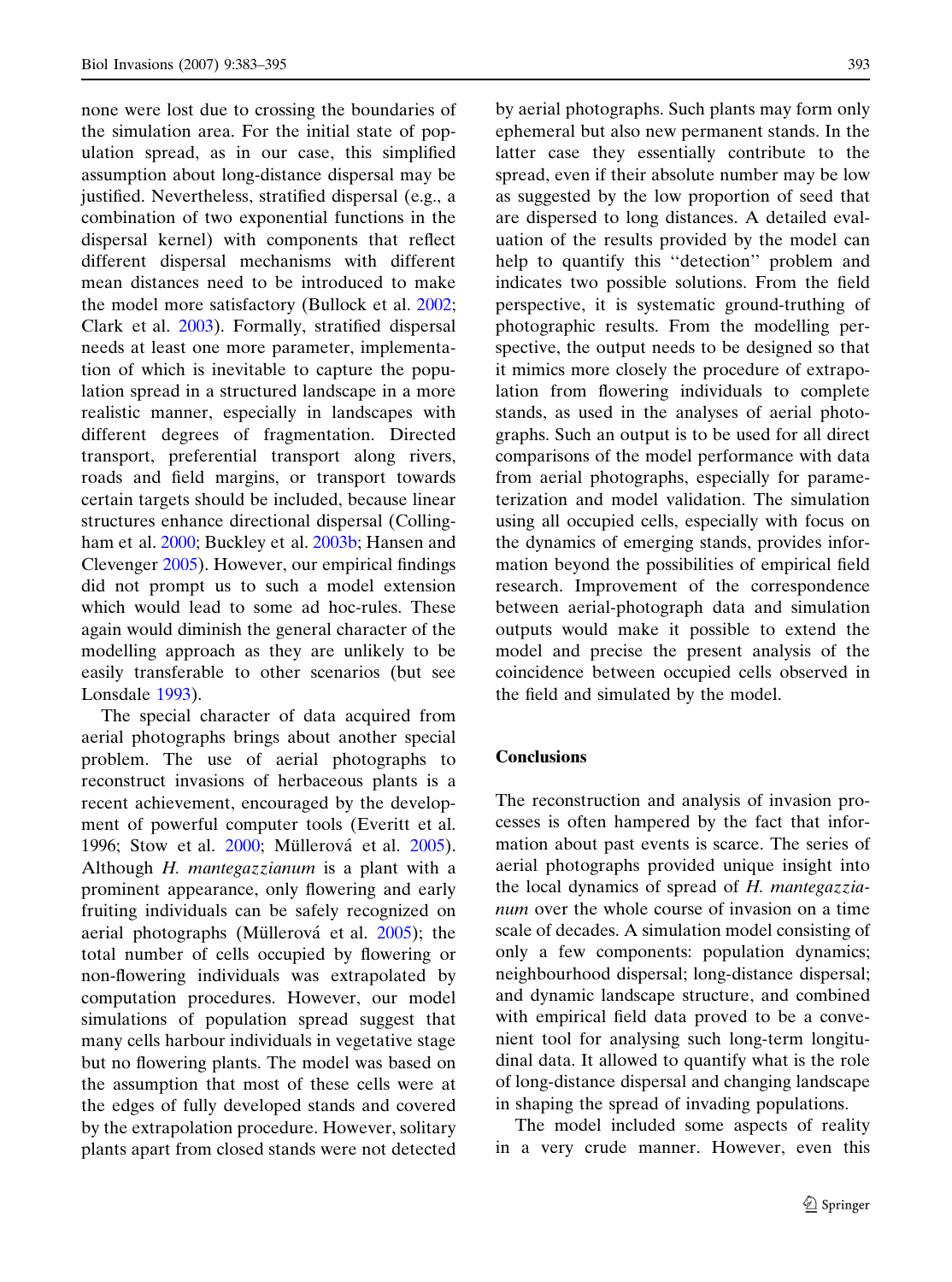none were lost due to crossing the boundaries of the simulation area. For the initial state of population spread, as in our case, this simplified assumption about long-distance dispersal may be justified. Nevertheless, stratified dispersal (e.g., a combination of two exponential functions in the dispersal kernel) with components that reflect different dispersal mechanisms with different mean distances need to be introduced to make the model more satisfactory (Bullock et al. 2002; Clark et al. 2003). Formally, stratified dispersal needs at least one more parameter, implementation of which is inevitable to capture the population spread in a structured landscape in a more realistic manner, especially in landscapes with different degrees of fragmentation. Directed transport, preferential transport along rivers, roads and field margins, or transport towards certain targets should be included, because linear structures enhance directional dispersal (Collingham et al. 2000; Buckley et al. 2003b; Hansen and Clevenger 2005). However, our empirical findings did not prompt us to such a model extension which would lead to some ad hoc-rules. These again would diminish the general character of the modelling approach as they are unlikely to be easily transferable to other scenarios (but see Lonsdale 1993).

The special character of data acquired from aerial photographs brings about another special problem. The use of aerial photographs to reconstruct invasions of herbaceous plants is a recent achievement, encouraged by the development of powerful computer tools (Everitt et al. 1996; Stow et al. 2000; Müllerová et al. 2005). Although *H. mantegazzianum* is a plant with a prominent appearance, only flowering and early fruiting individuals can be safely recognized on aerial photographs (Müllerová et al. 2005); the total number of cells occupied by flowering or non-flowering individuals was extrapolated by computation procedures. However, our model simulations of population spread suggest that many cells harbour individuals in vegetative stage but no flowering plants. The model was based on the assumption that most of these cells were at the edges of fully developed stands and covered by the extrapolation procedure. However, solitary plants apart from closed stands were not detected by aerial photographs. Such plants may form only ephemeral but also new permanent stands. In the latter case they essentially contribute to the spread, even if their absolute number may be low as suggested by the low proportion of seed that are dispersed to long distances. A detailed evaluation of the results provided by the model can help to quantify this ''detection'' problem and indicates two possible solutions. From the field perspective, it is systematic ground-truthing of photographic results. From the modelling perspective, the output needs to be designed so that it mimics more closely the procedure of extrapolation from flowering individuals to complete stands, as used in the analyses of aerial photographs. Such an output is to be used for all direct comparisons of the model performance with data from aerial photographs, especially for parameterization and model validation. The simulation using all occupied cells, especially with focus on the dynamics of emerging stands, provides information beyond the possibilities of empirical field research. Improvement of the correspondence between aerial-photograph data and simulation outputs would make it possible to extend the model and precise the present analysis of the coincidence between occupied cells observed in the field and simulated by the model.

## Conclusions

The reconstruction and analysis of invasion processes is often hampered by the fact that information about past events is scarce. The series of aerial photographs provided unique insight into the local dynamics of spread of *H. mantegazzianum* over the whole course of invasion on a time scale of decades. A simulation model consisting of only a few components: population dynamics; neighbourhood dispersal; long-distance dispersal; and dynamic landscape structure, and combined with empirical field data proved to be a convenient tool for analysing such long-term longitudinal data. It allowed to quantify what is the role of long-distance dispersal and changing landscape in shaping the spread of invading populations.

The model included some aspects of reality in a very crude manner. However, even this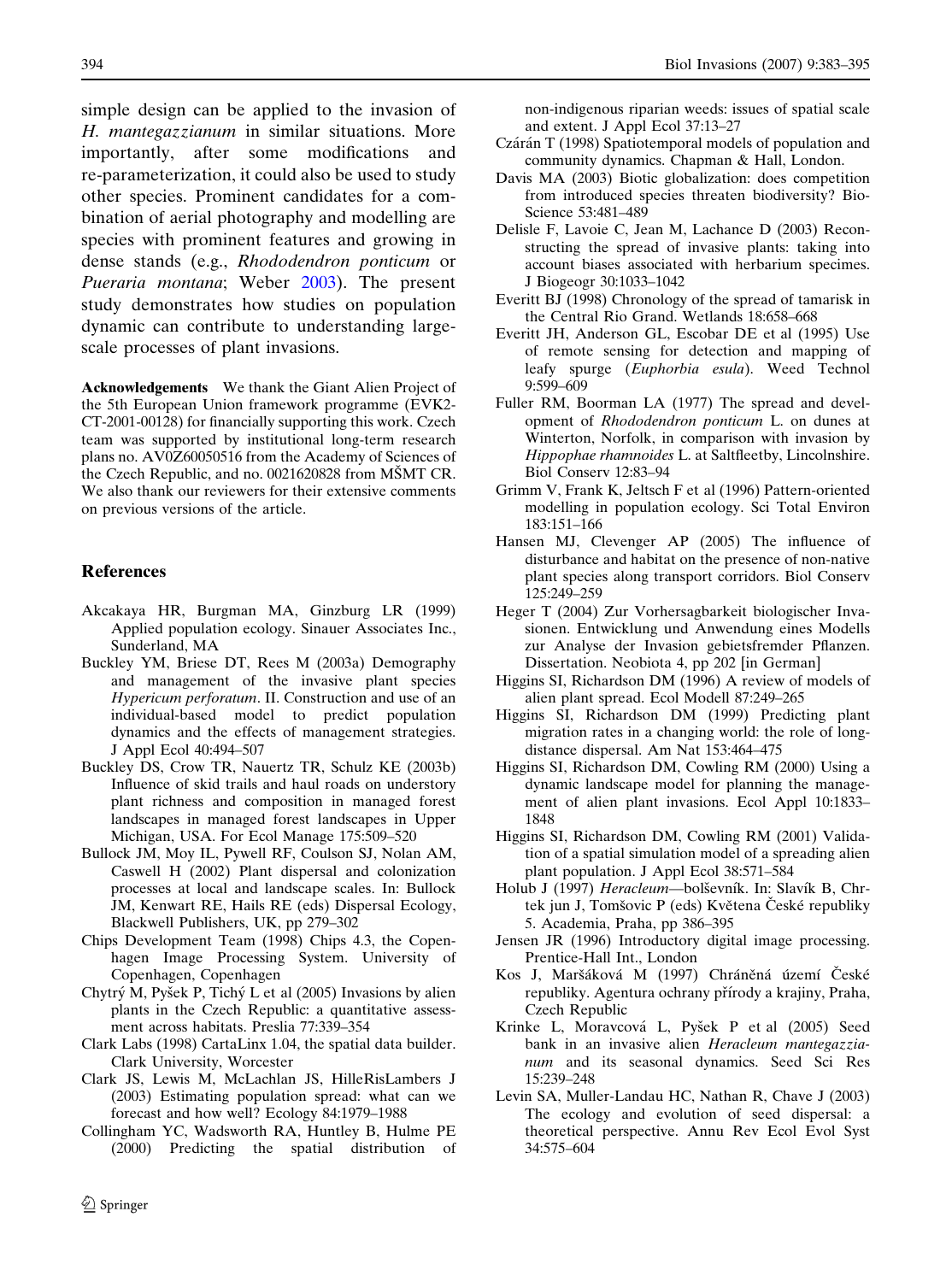simple design can be applied to the invasion of *H. mantegazzianum* in similar situations. More importantly, after some modifications and re-parameterization, it could also be used to study other species. Prominent candidates for a combination of aerial photography and modelling are species with prominent features and growing in dense stands (e.g., *Rhododendron ponticum* or *Pueraria montana*; Weber 2003). The present study demonstrates how studies on population dynamic can contribute to understanding large-scale processes of plant invasions.

**Acknowledgements** We thank the Giant Alien Project of the 5th European Union framework programme (EVK2-CT-2001-00128) for financially supporting this work. Czech team was supported by institutional long-term research plans no. AV0Z60050516 from the Academy of Sciences of the Czech Republic, and no. 0021620828 from MŠMT CR. We also thank our reviewers for their extensive comments on previous versions of the article.

## References

Akcakaya HR, Burgman MA, Ginzburg LR (1999) Applied population ecology. Sinauer Associates Inc., Sunderland, MA

Buckley YM, Briese DT, Rees M (2003a) Demography and management of the invasive plant species *Hypericum perforatum*. II. Construction and use of an individual-based model to predict population dynamics and the effects of management strategies. J Appl Ecol 40:494–507

Buckley DS, Crow TR, Nauertz TR, Schulz KE (2003b) Influence of skid trails and haul roads on understory plant richness and composition in managed forest landscapes in managed forest landscapes in Upper Michigan, USA. For Ecol Manage 175:509–520

Bullock JM, Moy IL, Pywell RF, Coulson SJ, Nolan AM, Caswell H (2002) Plant dispersal and colonization processes at local and landscape scales. In: Bullock JM, Kenwart RE, Hails RE (eds) Dispersal Ecology, Blackwell Publishers, UK, pp 279–302

Chips Development Team (1998) Chips 4.3, the Copenhagen Image Processing System. University of Copenhagen, Copenhagen

Chytrý M, Pyšek P, Tichý L et al (2005) Invasions by alien plants in the Czech Republic: a quantitative assessment across habitats. Preslia 77:339–354

Clark Labs (1998) CartaLinx 1.04, the spatial data builder. Clark University, Worcester

Clark JS, Lewis M, McLachlan JS, HilleRisLambers J (2003) Estimating population spread: what can we forecast and how well? Ecology 84:1979–1988

Collingham YC, Wadsworth RA, Huntley B, Hulme PE (2000) Predicting the spatial distribution of non-indigenous riparian weeds: issues of spatial scale and extent. J Appl Ecol 37:13–27

Czárán T (1998) Spatiotemporal models of population and community dynamics. Chapman & Hall, London.

Davis MA (2003) Biotic globalization: does competition from introduced species threaten biodiversity? BioScience 53:481–489

Delisle F, Lavoie C, Jean M, Lachance D (2003) Reconstructing the spread of invasive plants: taking into account biases associated with herbarium specimes. J Biogeogr 30:1033–1042

Everitt BJ (1998) Chronology of the spread of tamarisk in the Central Rio Grand. Wetlands 18:658–668

Everitt JH, Anderson GL, Escobar DE et al (1995) Use of remote sensing for detection and mapping of leafy spurge (*Euphorbia esula*). Weed Technol 9:599–609

Fuller RM, Boorman LA (1977) The spread and development of *Rhododendron ponticum* L. on dunes at Winterton, Norfolk, in comparison with invasion by *Hippophae rhamnoides* L. at Saltfleetby, Lincolnshire. Biol Conserv 12:83–94

Grimm V, Frank K, Jeltsch F et al (1996) Pattern-oriented modelling in population ecology. Sci Total Environ 183:151–166

Hansen MJ, Clevenger AP (2005) The influence of disturbance and habitat on the presence of non-native plant species along transport corridors. Biol Conserv 125:249–259

Heger T (2004) Zur Vorhersagbarkeit biologischer Invasionen. Entwicklung und Anwendung eines Modells zur Analyse der Invasion gebietsfremder Pflanzen. Dissertation. Neobiota 4, pp 202 [in German]

Higgins SI, Richardson DM (1996) A review of models of alien plant spread. Ecol Modell 87:249–265

Higgins SI, Richardson DM (1999) Predicting plant migration rates in a changing world: the role of long-distance dispersal. Am Nat 153:464–475

Higgins SI, Richardson DM, Cowling RM (2000) Using a dynamic landscape model for planning the management of alien plant invasions. Ecol Appl 10:1833–1848

Higgins SI, Richardson DM, Cowling RM (2001) Validation of a spatial simulation model of a spreading alien plant population. J Appl Ecol 38:571–584

Holub J (1997) *Heracleum*—bolševník. In: Slavík B, Chrtek jun J, Tomšovic P (eds) Květena České republiky 5. Academia, Praha, pp 386–395

Jensen JR (1996) Introductory digital image processing. Prentice-Hall Int., London

Kos J, Maršáková M (1997) Chráněná území České republiky. Agentura ochrany přírody a krajiny, Praha, Czech Republic

Krinke L, Moravcová L, Pyšek P et al (2005) Seed bank in an invasive alien *Heracleum mantegazzianum* and its seasonal dynamics. Seed Sci Res 15:239–248

Levin SA, Muller-Landau HC, Nathan R, Chave J (2003) The ecology and evolution of seed dispersal: a theoretical perspective. Annu Rev Ecol Evol Syst 34:575–604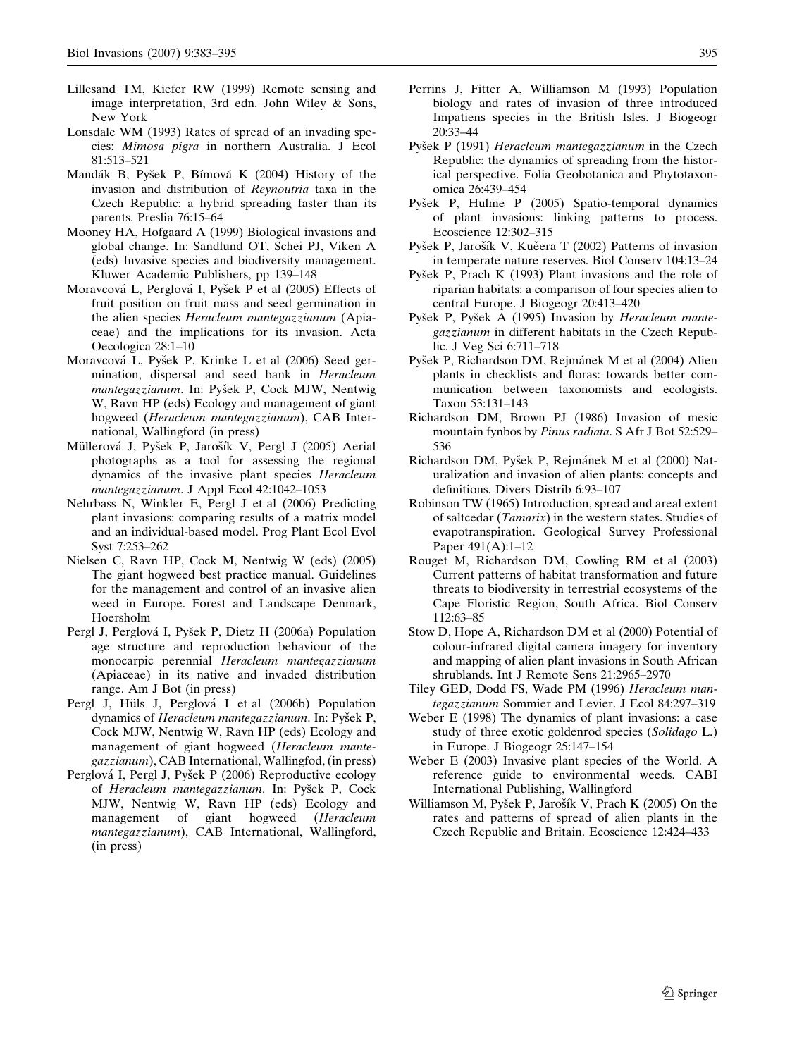Lillesand TM, Kiefer RW (1999) Remote sensing and image interpretation, 3rd edn. John Wiley & Sons, New York

Lonsdale WM (1993) Rates of spread of an invading species: *Mimosa pigra* in northern Australia. J Ecol 81:513–521

Mandák B, Pyšek P, Bímová K (2004) History of the invasion and distribution of *Reynoutria* taxa in the Czech Republic: a hybrid spreading faster than its parents. Preslia 76:15–64

Mooney HA, Hofgaard A (1999) Biological invasions and global change. In: Sandlund OT, Schei PJ, Viken A (eds) Invasive species and biodiversity management. Kluwer Academic Publishers, pp 139–148

Moravcová L, Perglová I, Pyšek P et al (2005) Effects of fruit position on fruit mass and seed germination in the alien species *Heracleum mantegazzianum* (Apiaceae) and the implications for its invasion. Acta Oecologica 28:1–10

Moravcová L, Pyšek P, Krinke L et al (2006) Seed germination, dispersal and seed bank in *Heracleum mantegazzianum*. In: Pyšek P, Cock MJW, Nentwig W, Ravn HP (eds) Ecology and management of giant hogweed (*Heracleum mantegazzianum*), CAB International, Wallingford (in press)

Müllerová J, Pyšek P, Jarošík V, Pergl J (2005) Aerial photographs as a tool for assessing the regional dynamics of the invasive plant species *Heracleum mantegazzianum*. J Appl Ecol 42:1042–1053

Nehrbass N, Winkler E, Pergl J et al (2006) Predicting plant invasions: comparing results of a matrix model and an individual-based model. Prog Plant Ecol Evol Syst 7:253–262

Nielsen C, Ravn HP, Cock M, Nentwig W (eds) (2005) The giant hogweed best practice manual. Guidelines for the management and control of an invasive alien weed in Europe. Forest and Landscape Denmark, Hoersholm

Pergl J, Perglová I, Pyšek P, Dietz H (2006a) Population age structure and reproduction behaviour of the monocarpic perennial *Heracleum mantegazzianum* (Apiaceae) in its native and invaded distribution range. Am J Bot (in press)

Pergl J, Hüls J, Perglová I et al (2006b) Population dynamics of *Heracleum mantegazzianum*. In: Pyšek P, Cock MJW, Nentwig W, Ravn HP (eds) Ecology and management of giant hogweed (*Heracleum mantegazzianum*), CAB International, Wallingfod, (in press)

Perglová I, Pergl J, Pyšek P (2006) Reproductive ecology of *Heracleum mantegazzianum*. In: Pyšek P, Cock MJW, Nentwig W, Ravn HP (eds) Ecology and management of giant hogweed (*Heracleum mantegazzianum*), CAB International, Wallingford, (in press)

Perrins J, Fitter A, Williamson M (1993) Population biology and rates of invasion of three introduced Impatiens species in the British Isles. J Biogeogr 20:33–44

Pyšek P (1991) *Heracleum mantegazzianum* in the Czech Republic: the dynamics of spreading from the historical perspective. Folia Geobotanica and Phytotaxonomica 26:439–454

Pyšek P, Hulme P (2005) Spatio-temporal dynamics of plant invasions: linking patterns to process. Ecoscience 12:302–315

Pyšek P, Jarošík V, Kučera T (2002) Patterns of invasion in temperate nature reserves. Biol Conserv 104:13–24

Pyšek P, Prach K (1993) Plant invasions and the role of riparian habitats: a comparison of four species alien to central Europe. J Biogeogr 20:413–420

Pyšek P, Pyšek A (1995) Invasion by *Heracleum mantegazzianum* in different habitats in the Czech Republic. J Veg Sci 6:711–718

Pyšek P, Richardson DM, Rejmánek M et al (2004) Alien plants in checklists and floras: towards better communication between taxonomists and ecologists. Taxon 53:131–143

Richardson DM, Brown PJ (1986) Invasion of mesic mountain fynbos by *Pinus radiata*. S Afr J Bot 52:529–536

Richardson DM, Pyšek P, Rejmánek M et al (2000) Naturalization and invasion of alien plants: concepts and definitions. Divers Distrib 6:93–107

Robinson TW (1965) Introduction, spread and areal extent of saltcedar (*Tamarix*) in the western states. Studies of evapotranspiration. Geological Survey Professional Paper 491(A):1–12

Rouget M, Richardson DM, Cowling RM et al (2003) Current patterns of habitat transformation and future threats to biodiversity in terrestrial ecosystems of the Cape Floristic Region, South Africa. Biol Conserv 112:63–85

Stow D, Hope A, Richardson DM et al (2000) Potential of colour-infrared digital camera imagery for inventory and mapping of alien plant invasions in South African shrublands. Int J Remote Sens 21:2965–2970

Tiley GED, Dodd FS, Wade PM (1996) *Heracleum mantegazzianum* Sommier and Levier. J Ecol 84:297–319

Weber E (1998) The dynamics of plant invasions: a case study of three exotic goldenrod species (*Solidago* L.) in Europe. J Biogeogr 25:147–154

Weber E (2003) Invasive plant species of the World. A reference guide to environmental weeds. CABI International Publishing, Wallingford

Williamson M, Pyšek P, Jarošík V, Prach K (2005) On the rates and patterns of spread of alien plants in the Czech Republic and Britain. Ecoscience 12:424–433